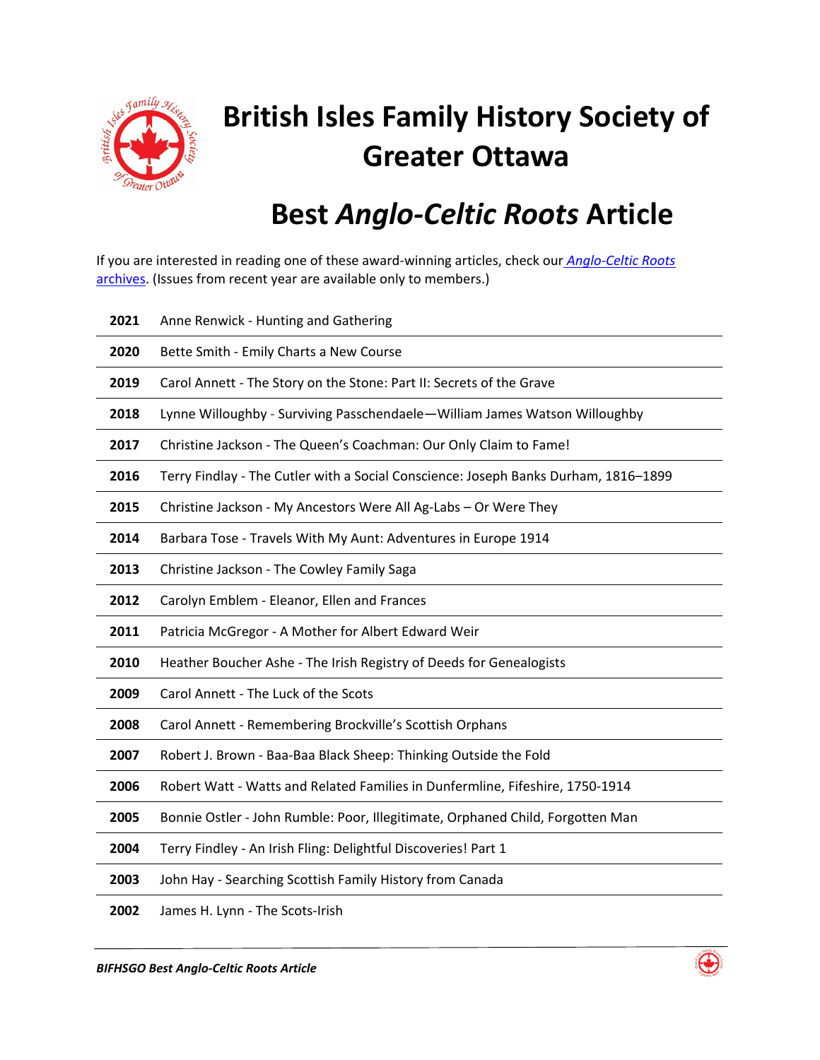# British Isles Family History Society of Greater Ottawa

# Best *Anglo-Celtic Roots* Article

If you are interested in reading one of these award-winning articles, check our [*Anglo-Celtic Roots* archives](). (Issues from recent year are available only to members.)

| | |
|---|---|
| **2021** | Anne Renwick - Hunting and Gathering |
| **2020** | Bette Smith - Emily Charts a New Course |
| **2019** | Carol Annett - The Story on the Stone: Part II: Secrets of the Grave |
| **2018** | Lynne Willoughby - Surviving Passchendaele—William James Watson Willoughby |
| **2017** | Christine Jackson - The Queen's Coachman: Our Only Claim to Fame! |
| **2016** | Terry Findlay - The Cutler with a Social Conscience: Joseph Banks Durham, 1816–1899 |
| **2015** | Christine Jackson - My Ancestors Were All Ag-Labs – Or Were They |
| **2014** | Barbara Tose - Travels With My Aunt: Adventures in Europe 1914 |
| **2013** | Christine Jackson - The Cowley Family Saga |
| **2012** | Carolyn Emblem - Eleanor, Ellen and Frances |
| **2011** | Patricia McGregor - A Mother for Albert Edward Weir |
| **2010** | Heather Boucher Ashe - The Irish Registry of Deeds for Genealogists |
| **2009** | Carol Annett - The Luck of the Scots |
| **2008** | Carol Annett - Remembering Brockville's Scottish Orphans |
| **2007** | Robert J. Brown - Baa-Baa Black Sheep: Thinking Outside the Fold |
| **2006** | Robert Watt - Watts and Related Families in Dunfermline, Fifeshire, 1750-1914 |
| **2005** | Bonnie Ostler - John Rumble: Poor, Illegitimate, Orphaned Child, Forgotten Man |
| **2004** | Terry Findley - An Irish Fling: Delightful Discoveries! Part 1 |
| **2003** | John Hay - Searching Scottish Family History from Canada |
| **2002** | James H. Lynn - The Scots-Irish |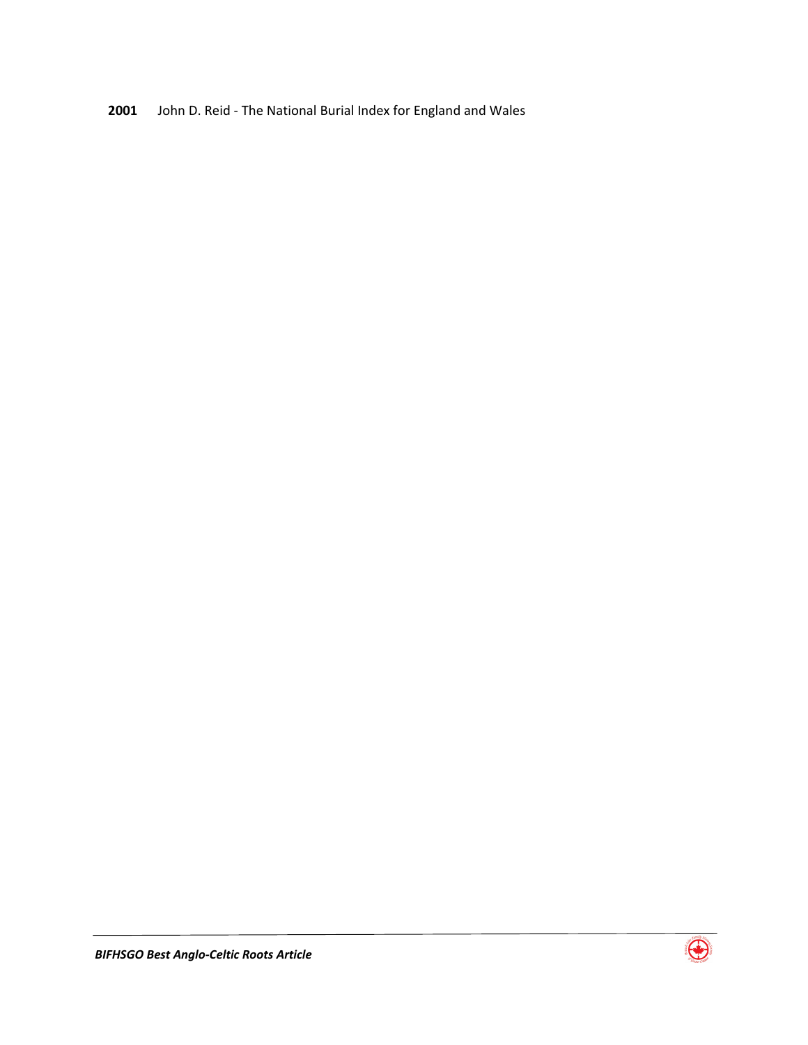**2001** John D. Reid - The National Burial Index for England and Wales